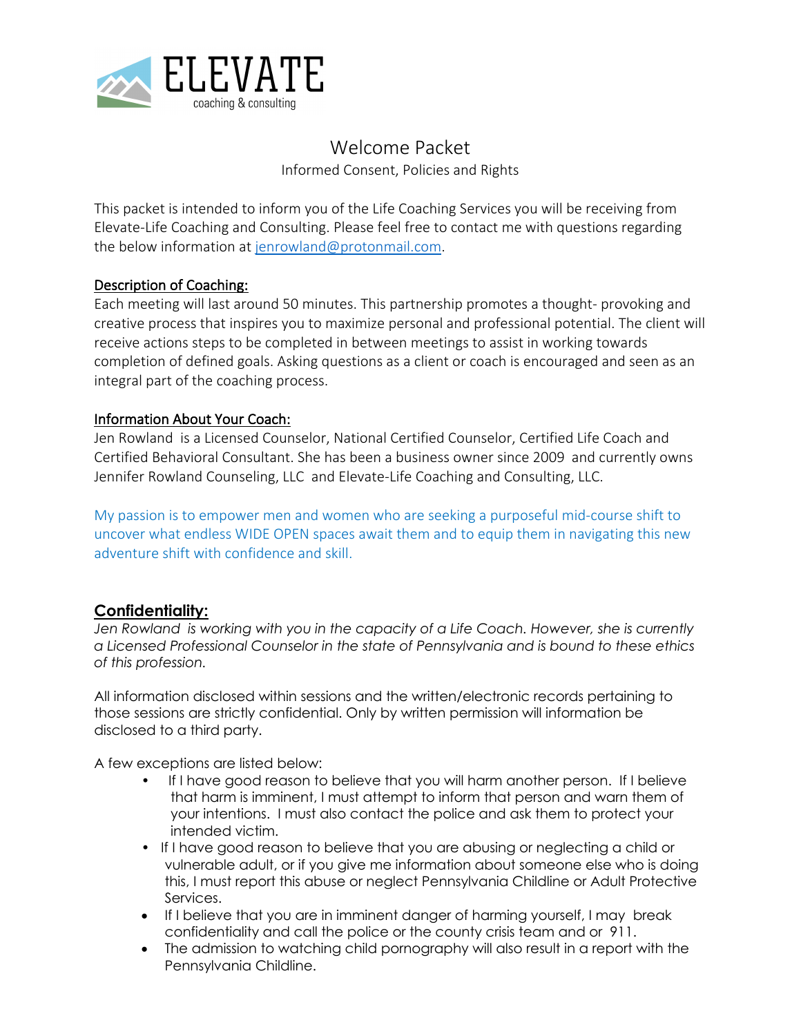# ELEVATE
coaching & consulting

## Welcome Packet

Informed Consent, Policies and Rights

This packet is intended to inform you of the Life Coaching Services you will be receiving from Elevate-Life Coaching and Consulting. Please feel free to contact me with questions regarding the below information at jenrowland@protonmail.com.

### Description of Coaching:

Each meeting will last around 50 minutes. This partnership promotes a thought- provoking and creative process that inspires you to maximize personal and professional potential. The client will receive actions steps to be completed in between meetings to assist in working towards completion of defined goals. Asking questions as a client or coach is encouraged and seen as an integral part of the coaching process.

### Information About Your Coach:

Jen Rowland is a Licensed Counselor, National Certified Counselor, Certified Life Coach and Certified Behavioral Consultant. She has been a business owner since 2009 and currently owns Jennifer Rowland Counseling, LLC and Elevate-Life Coaching and Consulting, LLC.

My passion is to empower men and women who are seeking a purposeful mid-course shift to uncover what endless WIDE OPEN spaces await them and to equip them in navigating this new adventure shift with confidence and skill.

### Confidentiality:

*Jen Rowland is working with you in the capacity of a Life Coach. However, she is currently a Licensed Professional Counselor in the state of Pennsylvania and is bound to these ethics of this profession.*

All information disclosed within sessions and the written/electronic records pertaining to those sessions are strictly confidential. Only by written permission will information be disclosed to a third party.

A few exceptions are listed below:

- If I have good reason to believe that you will harm another person. If I believe that harm is imminent, I must attempt to inform that person and warn them of your intentions. I must also contact the police and ask them to protect your intended victim.
- If I have good reason to believe that you are abusing or neglecting a child or vulnerable adult, or if you give me information about someone else who is doing this, I must report this abuse or neglect Pennsylvania Childline or Adult Protective Services.
- If I believe that you are in imminent danger of harming yourself, I may break confidentiality and call the police or the county crisis team and or 911.
- The admission to watching child pornography will also result in a report with the Pennsylvania Childline.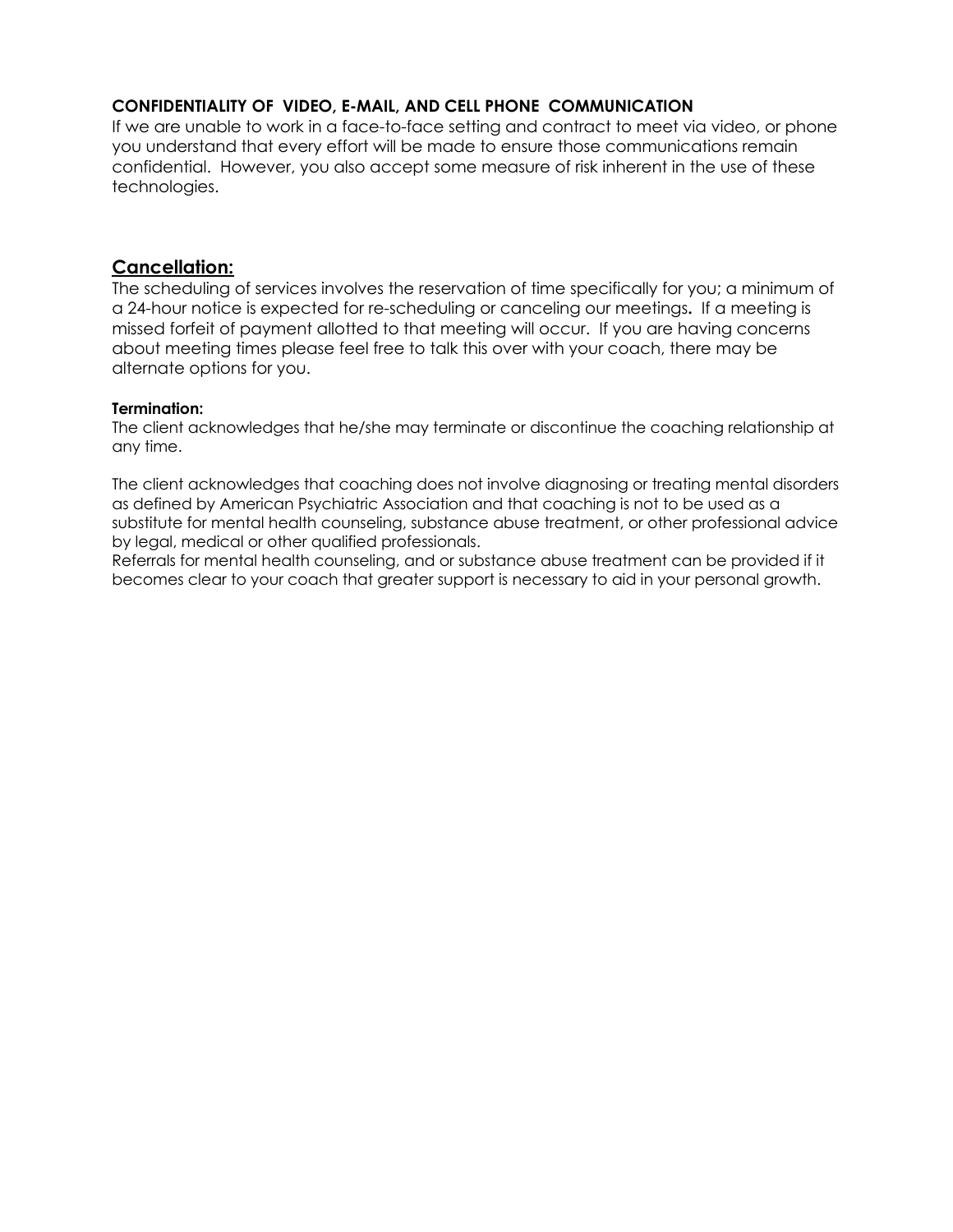**CONFIDENTIALITY OF VIDEO, E-MAIL, AND CELL PHONE COMMUNICATION**

If we are unable to work in a face-to-face setting and contract to meet via video, or phone you understand that every effort will be made to ensure those communications remain confidential. However, you also accept some measure of risk inherent in the use of these technologies.

## Cancellation:

The scheduling of services involves the reservation of time specifically for you; a minimum of a 24-hour notice is expected for re-scheduling or canceling our meetings**.** If a meeting is missed forfeit of payment allotted to that meeting will occur. If you are having concerns about meeting times please feel free to talk this over with your coach, there may be alternate options for you.

**Termination:**

The client acknowledges that he/she may terminate or discontinue the coaching relationship at any time.

The client acknowledges that coaching does not involve diagnosing or treating mental disorders as defined by American Psychiatric Association and that coaching is not to be used as a substitute for mental health counseling, substance abuse treatment, or other professional advice by legal, medical or other qualified professionals.
Referrals for mental health counseling, and or substance abuse treatment can be provided if it becomes clear to your coach that greater support is necessary to aid in your personal growth.